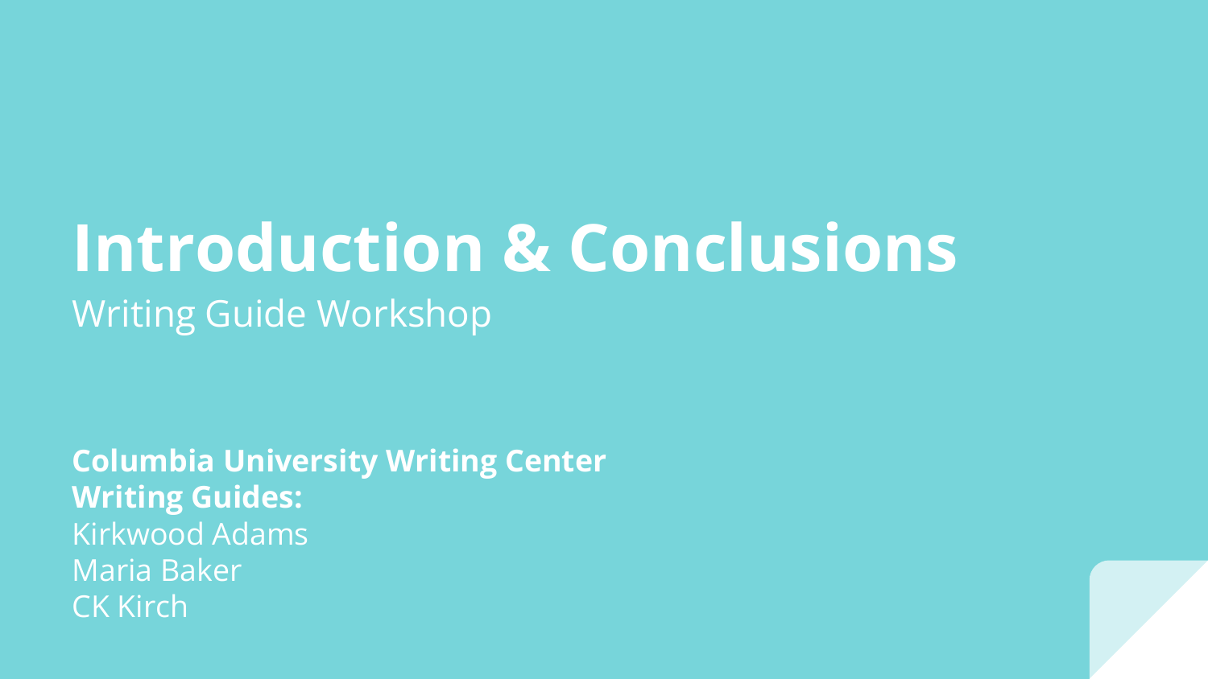# Introduction & Conclusions

Writing Guide Workshop

**Columbia University Writing Center**
**Writing Guides:**
Kirkwood Adams
Maria Baker
CK Kirch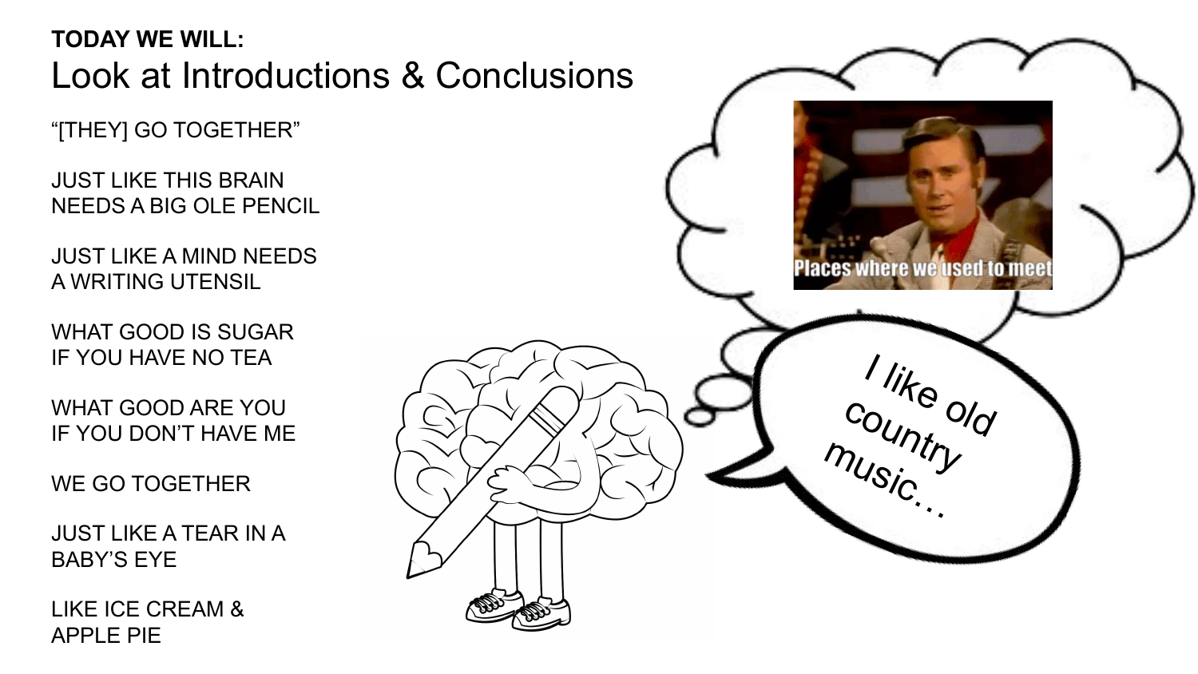**TODAY WE WILL:**

# Look at Introductions & Conclusions

"[THEY] GO TOGETHER"

JUST LIKE THIS BRAIN
NEEDS A BIG OLE PENCIL

JUST LIKE A MIND NEEDS
A WRITING UTENSIL

WHAT GOOD IS SUGAR
IF YOU HAVE NO TEA

WHAT GOOD ARE YOU
IF YOU DON'T HAVE ME

WE GO TOGETHER

JUST LIKE A TEAR IN A
BABY'S EYE

LIKE ICE CREAM &
APPLE PIE

Places where we used to meet

I like old country music…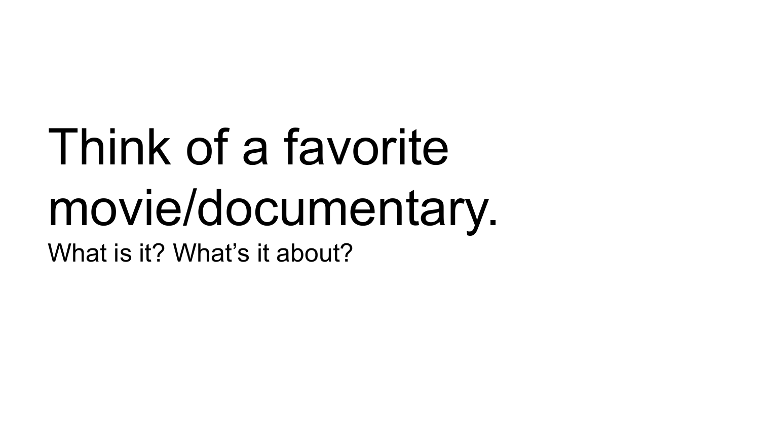# Think of a favorite movie/documentary.

What is it? What’s it about?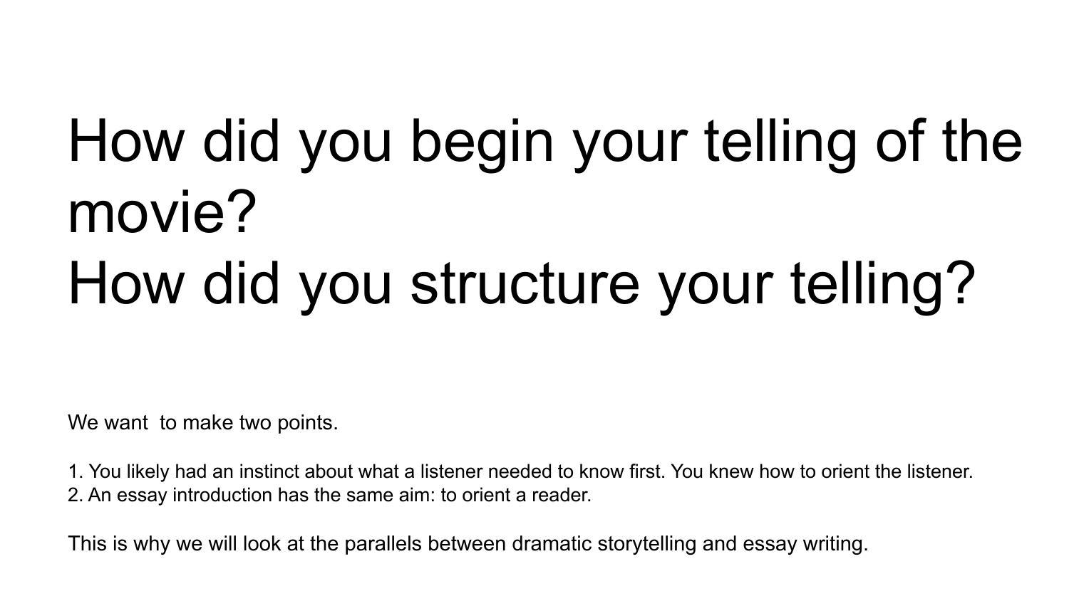# How did you begin your telling of the movie?
# How did you structure your telling?

We want  to make two points.

1. You likely had an instinct about what a listener needed to know first. You knew how to orient the listener.
2. An essay introduction has the same aim: to orient a reader.

This is why we will look at the parallels between dramatic storytelling and essay writing.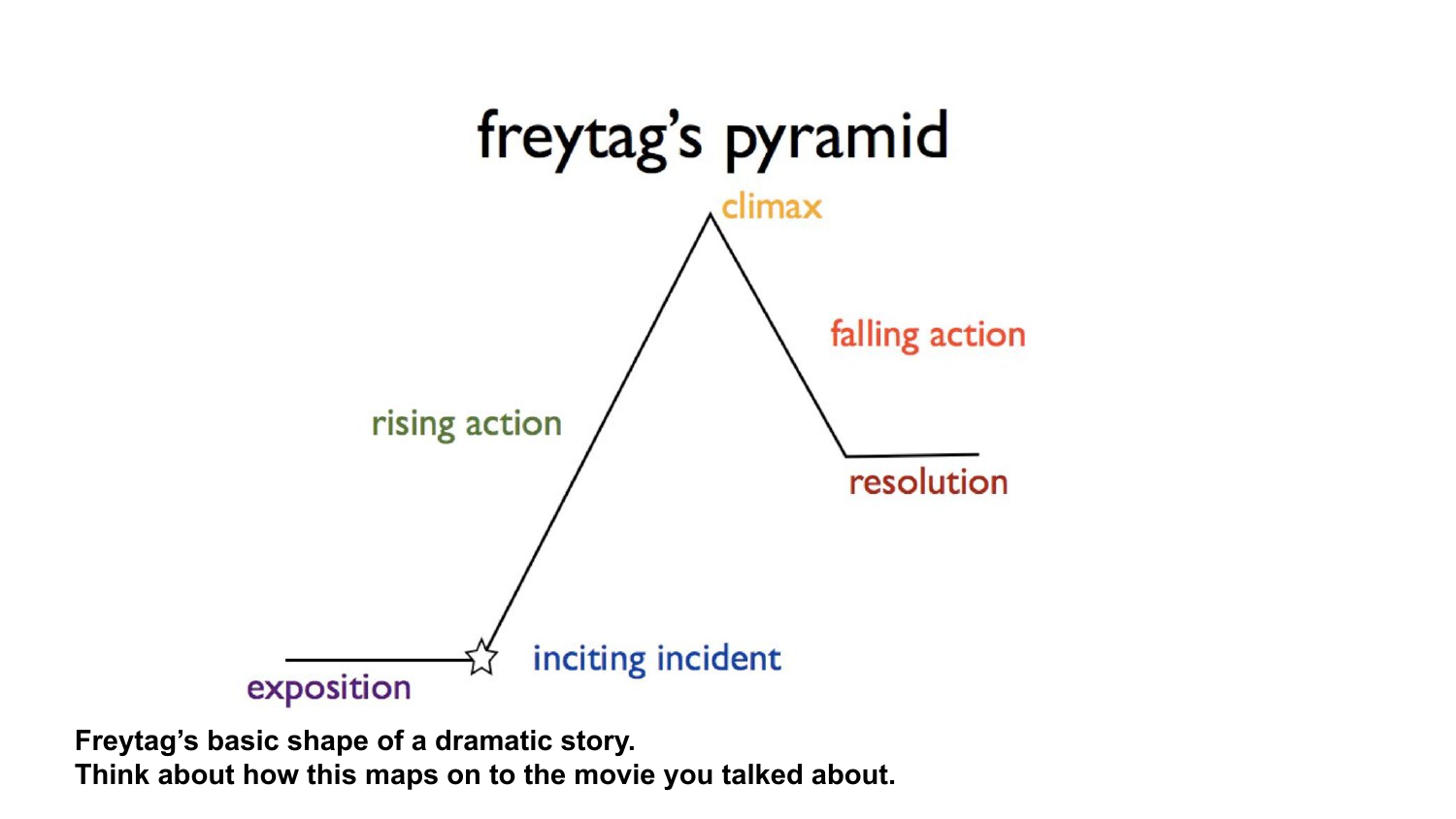# freytag's pyramid

climax

rising action

falling action

resolution

inciting incident

exposition

**Freytag's basic shape of a dramatic story.**
**Think about how this maps on to the movie you talked about.**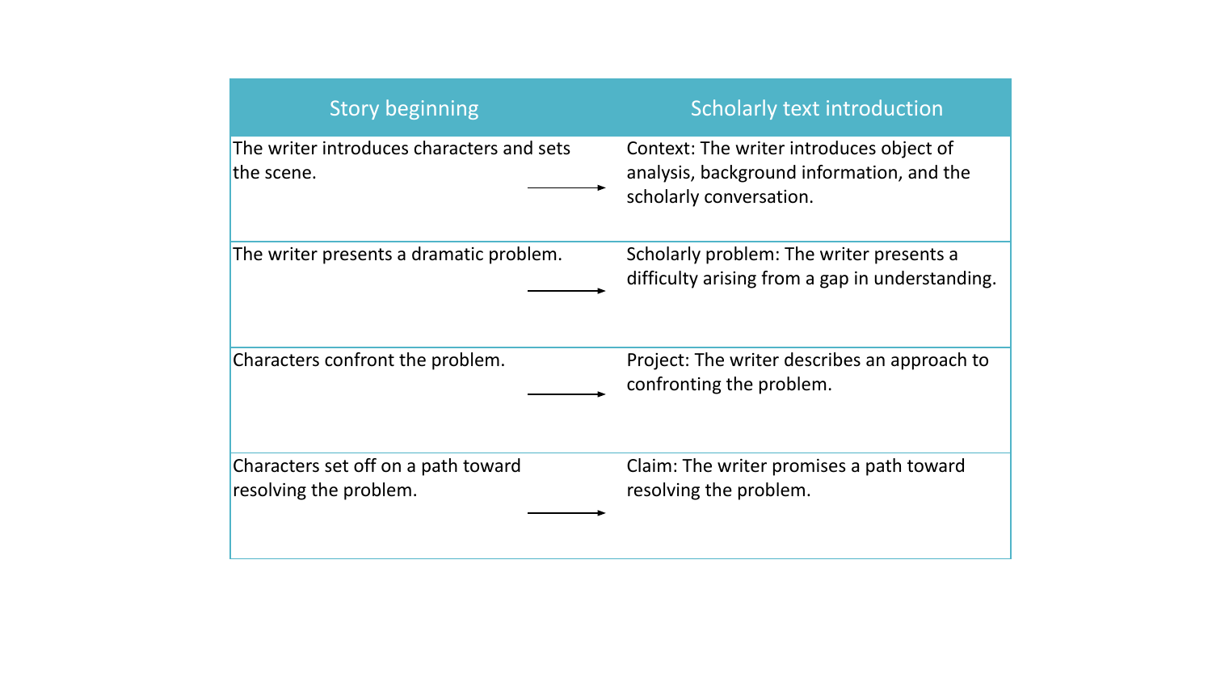| Story beginning | Scholarly text introduction |
| --- | --- |
| The writer introduces characters and sets the scene. → | Context: The writer introduces object of analysis, background information, and the scholarly conversation. |
| The writer presents a dramatic problem. → | Scholarly problem: The writer presents a difficulty arising from a gap in understanding. |
| Characters confront the problem. → | Project: The writer describes an approach to confronting the problem. |
| Characters set off on a path toward resolving the problem. → | Claim: The writer promises a path toward resolving the problem. |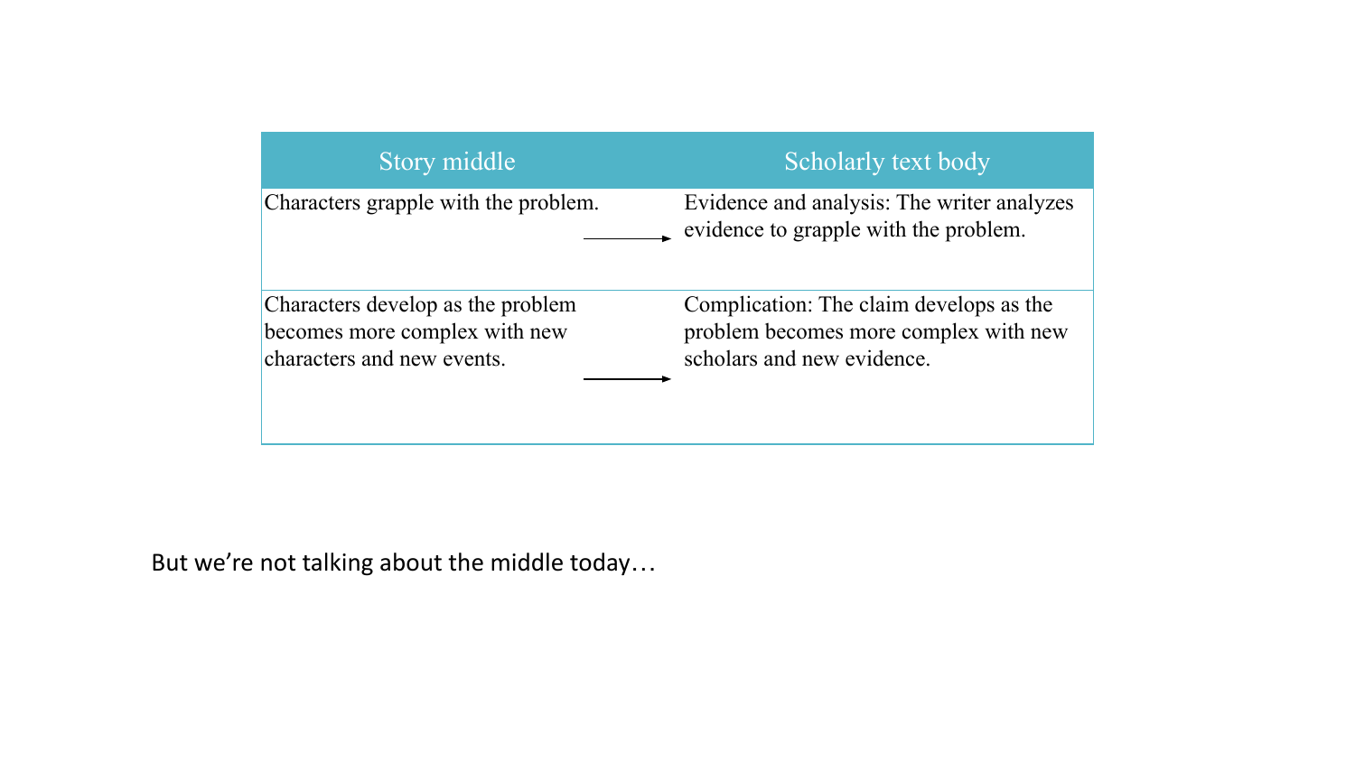| Story middle | Scholarly text body |
|---|---|
| Characters grapple with the problem. → | Evidence and analysis: The writer analyzes evidence to grapple with the problem. |
| Characters develop as the problem becomes more complex with new characters and new events. → | Complication: The claim develops as the problem becomes more complex with new scholars and new evidence. |

But we're not talking about the middle today…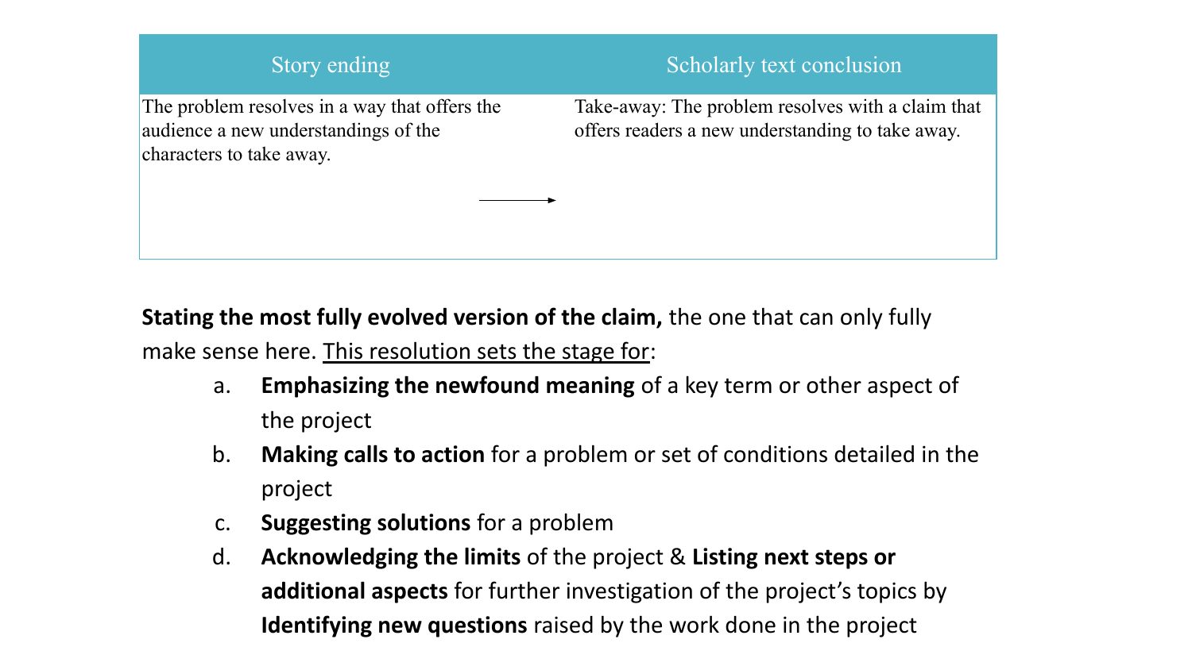| Story ending | Scholarly text conclusion |
| --- | --- |
| The problem resolves in a way that offers the audience a new understandings of the characters to take away. | Take-away: The problem resolves with a claim that offers readers a new understanding to take away. |

**Stating the most fully evolved version of the claim,** the one that can only fully make sense here. <u>This resolution sets the stage for</u>:

a. **Emphasizing the newfound meaning** of a key term or other aspect of the project
b. **Making calls to action** for a problem or set of conditions detailed in the project
c. **Suggesting solutions** for a problem
d. **Acknowledging the limits** of the project & **Listing next steps or additional aspects** for further investigation of the project's topics by **Identifying new questions** raised by the work done in the project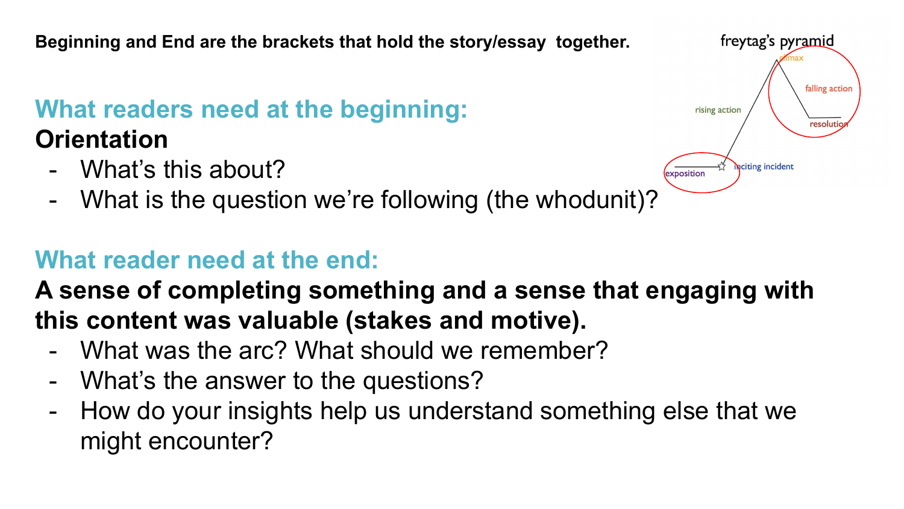**Beginning and End are the brackets that hold the story/essay together.**

freytag's pyramid

exposition, inciting incident, rising action, climax, falling action, resolution

## What readers need at the beginning:

**Orientation**

- What's this about?
- What is the question we're following (the whodunit)?

## What reader need at the end:

**A sense of completing something and a sense that engaging with this content was valuable (stakes and motive).**

- What was the arc? What should we remember?
- What's the answer to the questions?
- How do your insights help us understand something else that we might encounter?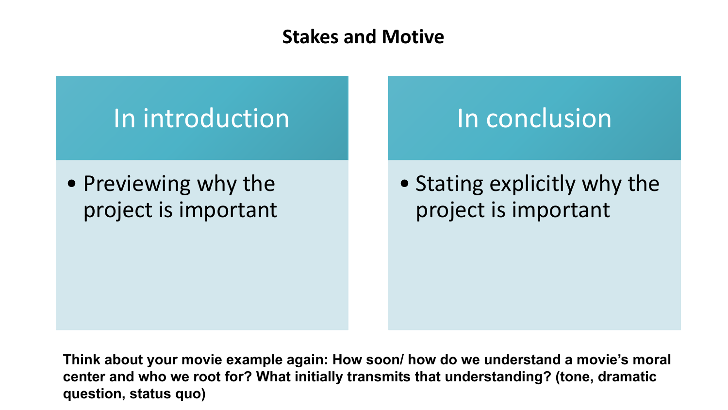# Stakes and Motive

## In introduction

- Previewing why the project is important

## In conclusion

- Stating explicitly why the project is important

**Think about your movie example again: How soon/ how do we understand a movie's moral center and who we root for? What initially transmits that understanding? (tone, dramatic question, status quo)**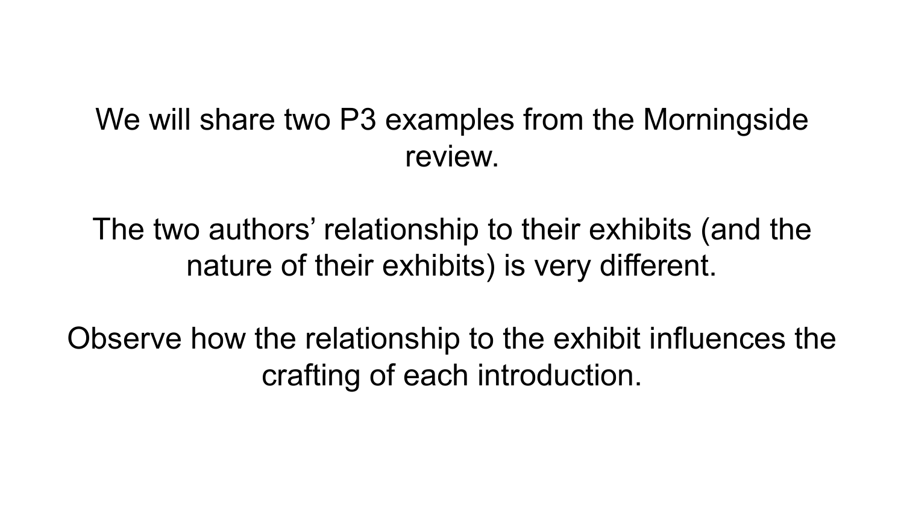We will share two P3 examples from the Morningside review.

The two authors' relationship to their exhibits (and the nature of their exhibits) is very different.

Observe how the relationship to the exhibit influences the crafting of each introduction.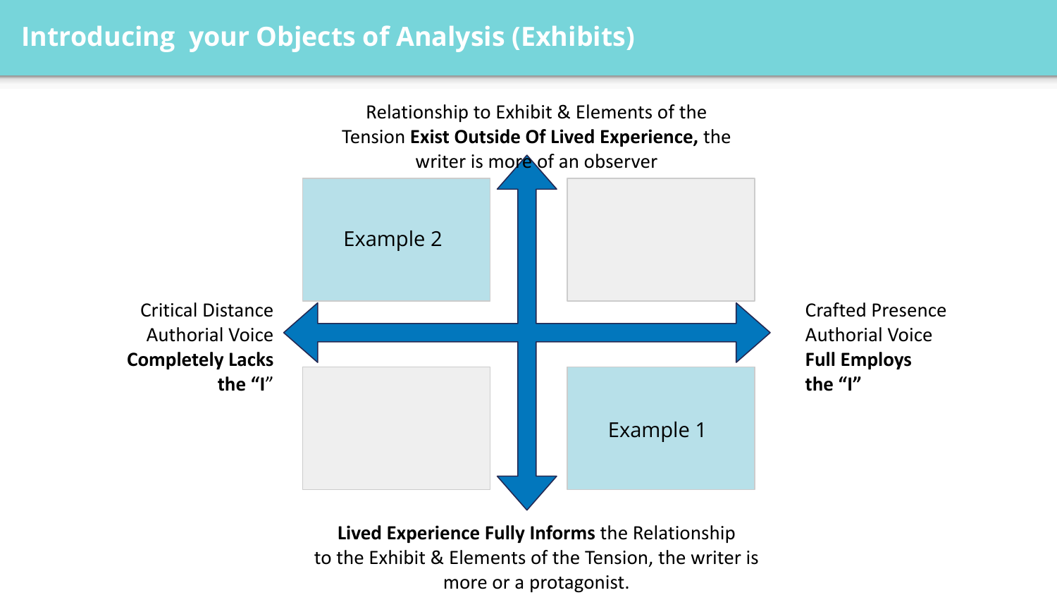# Introducing your Objects of Analysis (Exhibits)

Relationship to Exhibit & Elements of the Tension **Exist Outside Of Lived Experience,** the writer is more of an observer

Example 2

Critical Distance Authorial Voice **Completely Lacks the "I"**

Crafted Presence Authorial Voice **Full Employs the "I"**

Example 1

**Lived Experience Fully Informs** the Relationship to the Exhibit & Elements of the Tension, the writer is more or a protagonist.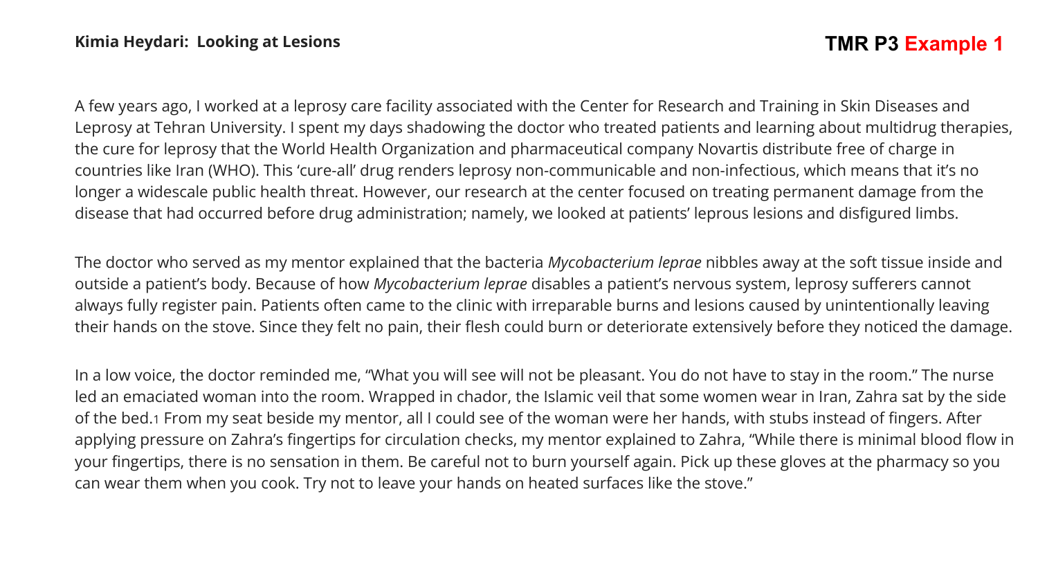**Kimia Heydari: Looking at Lesions**

**TMR P3 Example 1**

A few years ago, I worked at a leprosy care facility associated with the Center for Research and Training in Skin Diseases and Leprosy at Tehran University. I spent my days shadowing the doctor who treated patients and learning about multidrug therapies, the cure for leprosy that the World Health Organization and pharmaceutical company Novartis distribute free of charge in countries like Iran (WHO). This 'cure-all' drug renders leprosy non-communicable and non-infectious, which means that it's no longer a widescale public health threat. However, our research at the center focused on treating permanent damage from the disease that had occurred before drug administration; namely, we looked at patients' leprous lesions and disfigured limbs.

The doctor who served as my mentor explained that the bacteria *Mycobacterium leprae* nibbles away at the soft tissue inside and outside a patient's body. Because of how *Mycobacterium leprae* disables a patient's nervous system, leprosy sufferers cannot always fully register pain. Patients often came to the clinic with irreparable burns and lesions caused by unintentionally leaving their hands on the stove. Since they felt no pain, their flesh could burn or deteriorate extensively before they noticed the damage.

In a low voice, the doctor reminded me, "What you will see will not be pleasant. You do not have to stay in the room." The nurse led an emaciated woman into the room. Wrapped in chador, the Islamic veil that some women wear in Iran, Zahra sat by the side of the bed.[1] From my seat beside my mentor, all I could see of the woman were her hands, with stubs instead of fingers. After applying pressure on Zahra's fingertips for circulation checks, my mentor explained to Zahra, "While there is minimal blood flow in your fingertips, there is no sensation in them. Be careful not to burn yourself again. Pick up these gloves at the pharmacy so you can wear them when you cook. Try not to leave your hands on heated surfaces like the stove."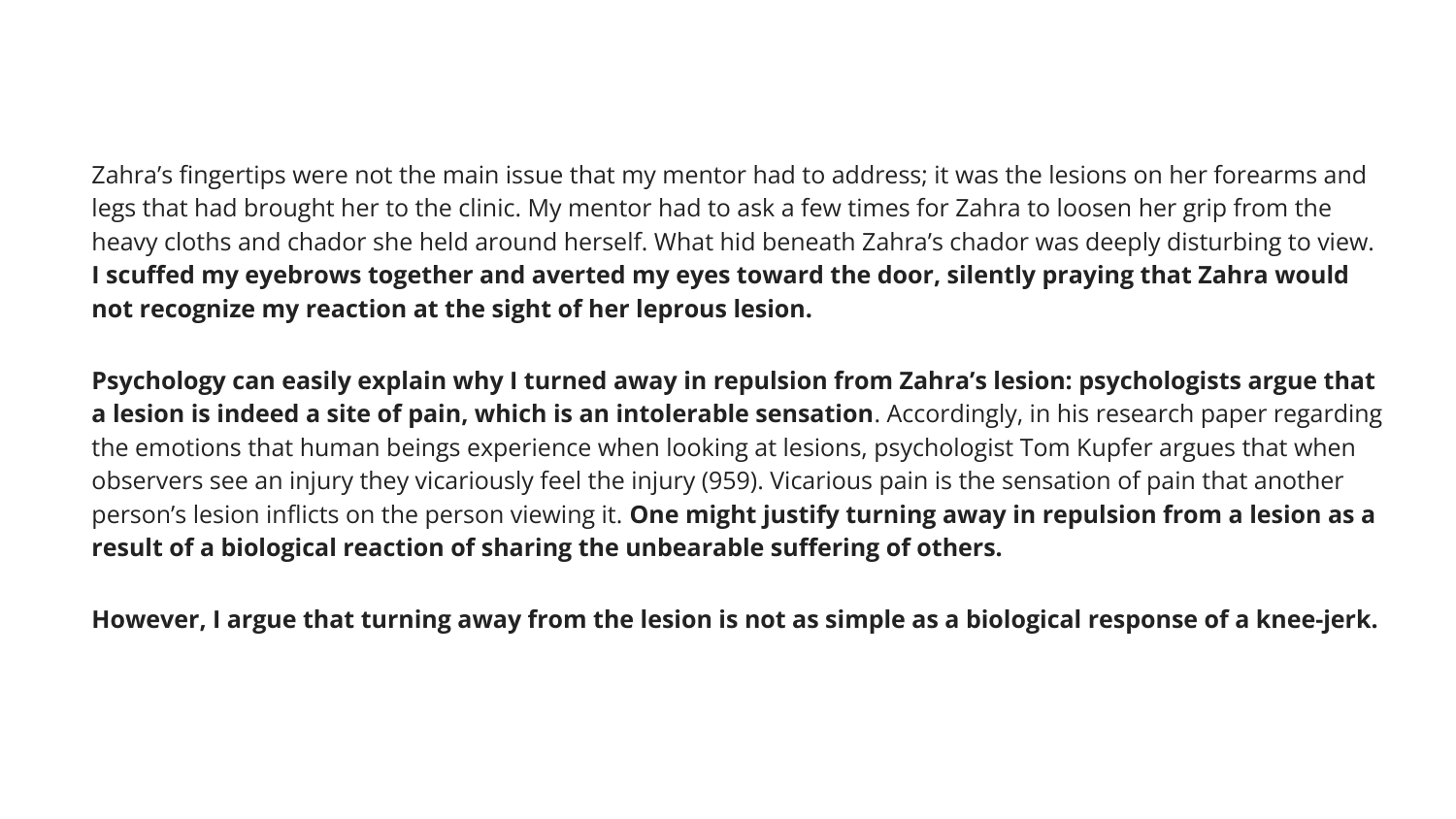Zahra's fingertips were not the main issue that my mentor had to address; it was the lesions on her forearms and legs that had brought her to the clinic. My mentor had to ask a few times for Zahra to loosen her grip from the heavy cloths and chador she held around herself. What hid beneath Zahra's chador was deeply disturbing to view. **I scuffed my eyebrows together and averted my eyes toward the door, silently praying that Zahra would not recognize my reaction at the sight of her leprous lesion.**

**Psychology can easily explain why I turned away in repulsion from Zahra's lesion: psychologists argue that a lesion is indeed a site of pain, which is an intolerable sensation**. Accordingly, in his research paper regarding the emotions that human beings experience when looking at lesions, psychologist Tom Kupfer argues that when observers see an injury they vicariously feel the injury (959). Vicarious pain is the sensation of pain that another person's lesion inflicts on the person viewing it. **One might justify turning away in repulsion from a lesion as a result of a biological reaction of sharing the unbearable suffering of others.**

**However, I argue that turning away from the lesion is not as simple as a biological response of a knee-jerk.**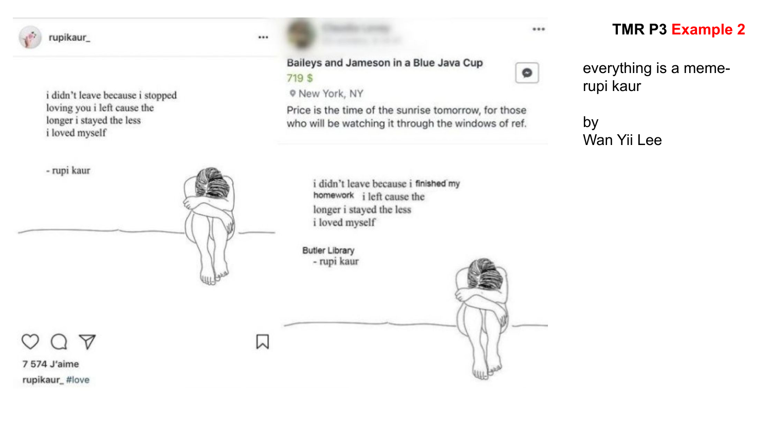# TMR P3 Example 2

everything is a meme- rupi kaur

by
Wan Yii Lee

rupikaur_

i didn't leave because i stopped
loving you i left cause the
longer i stayed the less
i loved myself

- rupi kaur

7 574 J'aime

rupikaur_ #love

Baileys and Jameson in a Blue Java Cup

719 $

New York, NY

Price is the time of the sunrise tomorrow, for those who will be watching it through the windows of ref.

i didn't leave because i finished my
homework i left cause the
longer i stayed the less
i loved myself

Butler Library
- rupi kaur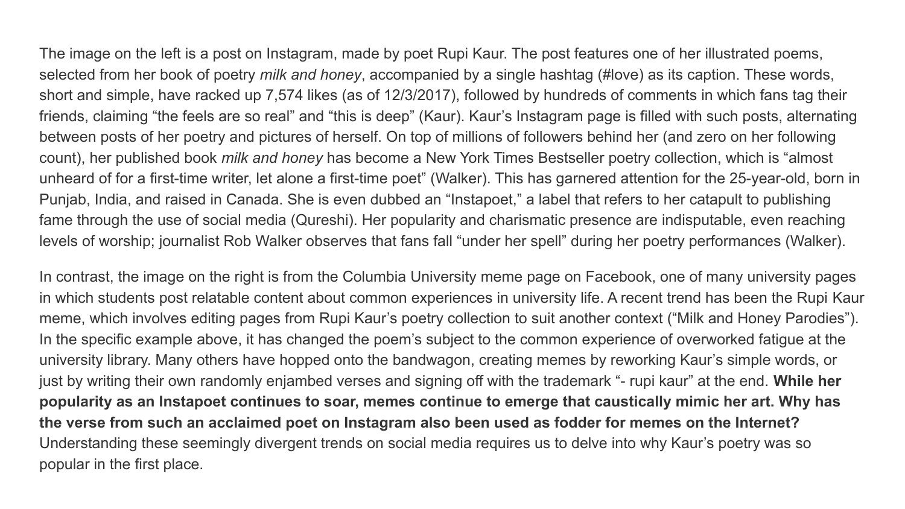The image on the left is a post on Instagram, made by poet Rupi Kaur. The post features one of her illustrated poems, selected from her book of poetry *milk and honey*, accompanied by a single hashtag (#love) as its caption. These words, short and simple, have racked up 7,574 likes (as of 12/3/2017), followed by hundreds of comments in which fans tag their friends, claiming "the feels are so real" and "this is deep" (Kaur). Kaur's Instagram page is filled with such posts, alternating between posts of her poetry and pictures of herself. On top of millions of followers behind her (and zero on her following count), her published book *milk and honey* has become a New York Times Bestseller poetry collection, which is "almost unheard of for a first-time writer, let alone a first-time poet" (Walker). This has garnered attention for the 25-year-old, born in Punjab, India, and raised in Canada. She is even dubbed an "Instapoet," a label that refers to her catapult to publishing fame through the use of social media (Qureshi). Her popularity and charismatic presence are indisputable, even reaching levels of worship; journalist Rob Walker observes that fans fall "under her spell" during her poetry performances (Walker).

In contrast, the image on the right is from the Columbia University meme page on Facebook, one of many university pages in which students post relatable content about common experiences in university life. A recent trend has been the Rupi Kaur meme, which involves editing pages from Rupi Kaur's poetry collection to suit another context ("Milk and Honey Parodies"). In the specific example above, it has changed the poem's subject to the common experience of overworked fatigue at the university library. Many others have hopped onto the bandwagon, creating memes by reworking Kaur's simple words, or just by writing their own randomly enjambed verses and signing off with the trademark "- rupi kaur" at the end. **While her popularity as an Instapoet continues to soar, memes continue to emerge that caustically mimic her art. Why has the verse from such an acclaimed poet on Instagram also been used as fodder for memes on the Internet?** Understanding these seemingly divergent trends on social media requires us to delve into why Kaur's poetry was so popular in the first place.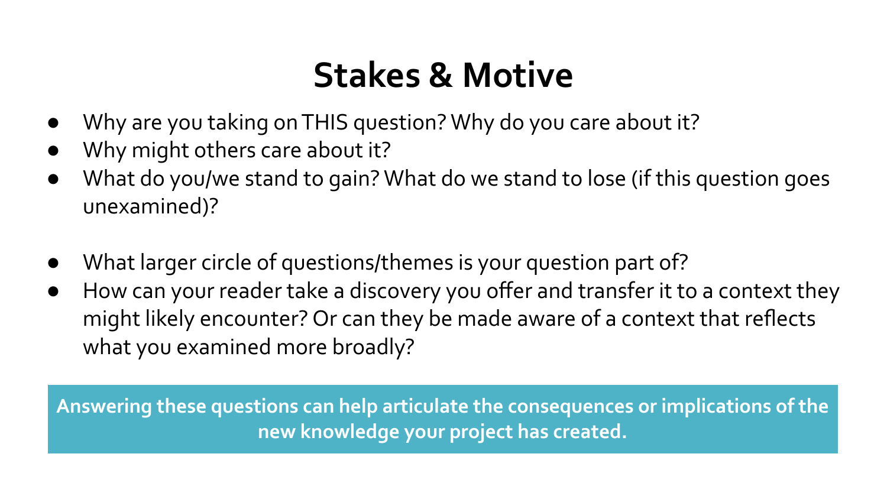# Stakes & Motive

- Why are you taking on THIS question? Why do you care about it?
- Why might others care about it?
- What do you/we stand to gain? What do we stand to lose (if this question goes unexamined)?

- What larger circle of questions/themes is your question part of?
- How can your reader take a discovery you offer and transfer it to a context they might likely encounter? Or can they be made aware of a context that reflects what you examined more broadly?

**Answering these questions can help articulate the consequences or implications of the new knowledge your project has created.**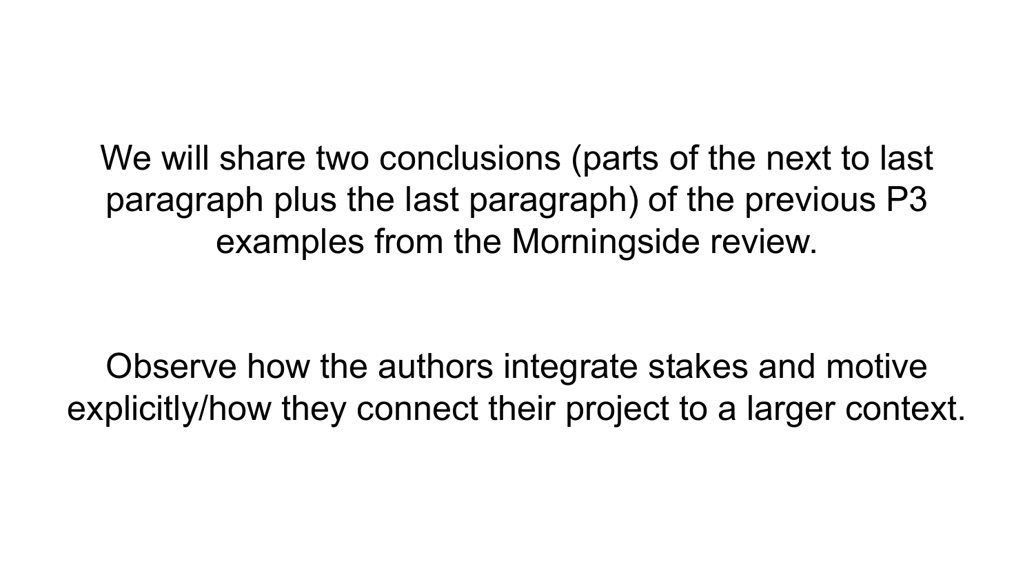We will share two conclusions (parts of the next to last paragraph plus the last paragraph) of the previous P3 examples from the Morningside review.

Observe how the authors integrate stakes and motive explicitly/how they connect their project to a larger context.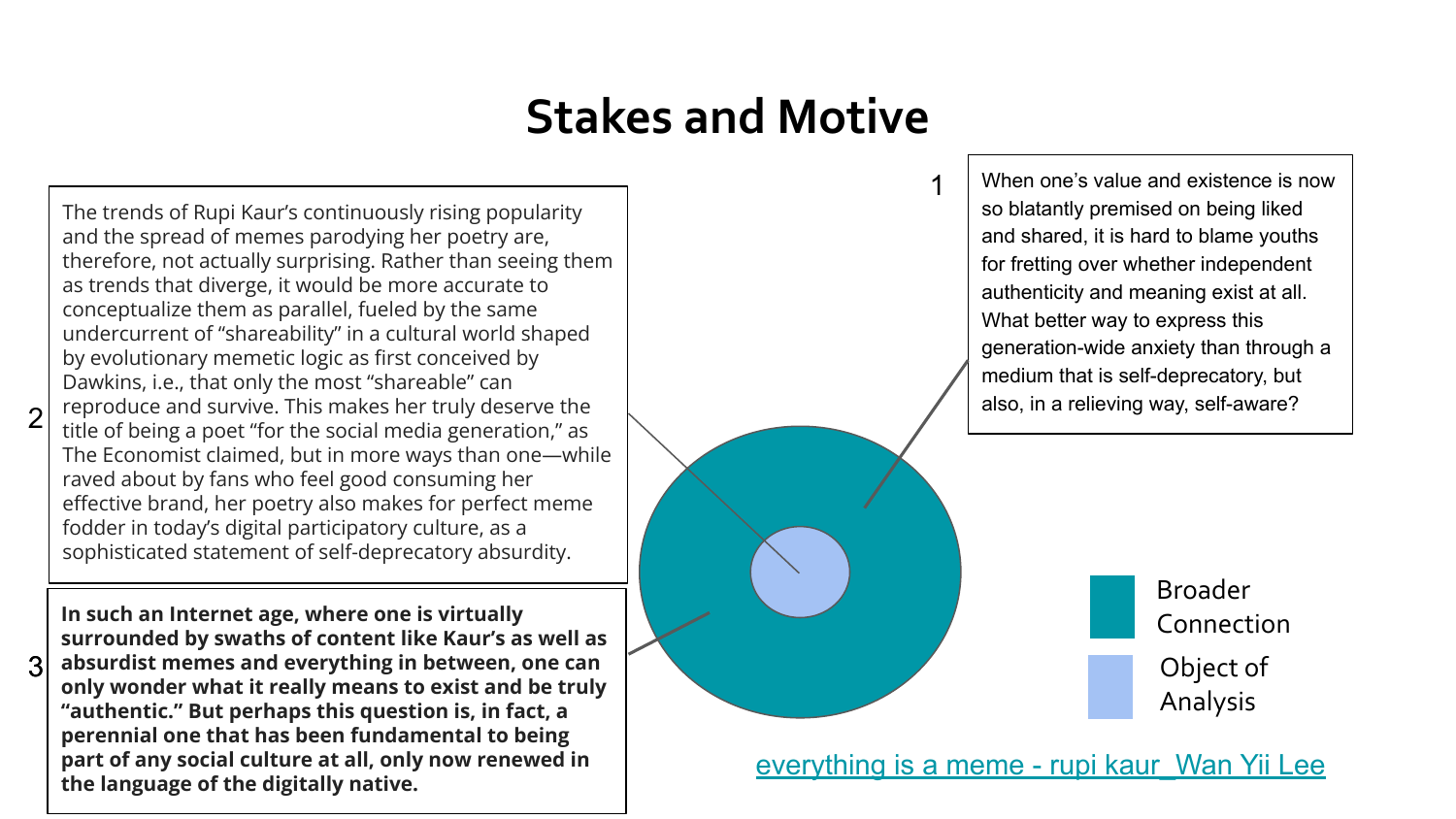# Stakes and Motive

1

When one's value and existence is now so blatantly premised on being liked and shared, it is hard to blame youths for fretting over whether independent authenticity and meaning exist at all. What better way to express this generation-wide anxiety than through a medium that is self-deprecatory, but also, in a relieving way, self-aware?

2

The trends of Rupi Kaur's continuously rising popularity and the spread of memes parodying her poetry are, therefore, not actually surprising. Rather than seeing them as trends that diverge, it would be more accurate to conceptualize them as parallel, fueled by the same undercurrent of "shareability" in a cultural world shaped by evolutionary memetic logic as first conceived by Dawkins, i.e., that only the most "shareable" can reproduce and survive. This makes her truly deserve the title of being a poet "for the social media generation," as The Economist claimed, but in more ways than one—while raved about by fans who feel good consuming her effective brand, her poetry also makes for perfect meme fodder in today's digital participatory culture, as a sophisticated statement of self-deprecatory absurdity.

3

**In such an Internet age, where one is virtually surrounded by swaths of content like Kaur's as well as absurdist memes and everything in between, one can only wonder what it really means to exist and be truly "authentic." But perhaps this question is, in fact, a perennial one that has been fundamental to being part of any social culture at all, only now renewed in the language of the digitally native.**

Broader Connection

Object of Analysis

everything is a meme - rupi kaur_Wan Yii Lee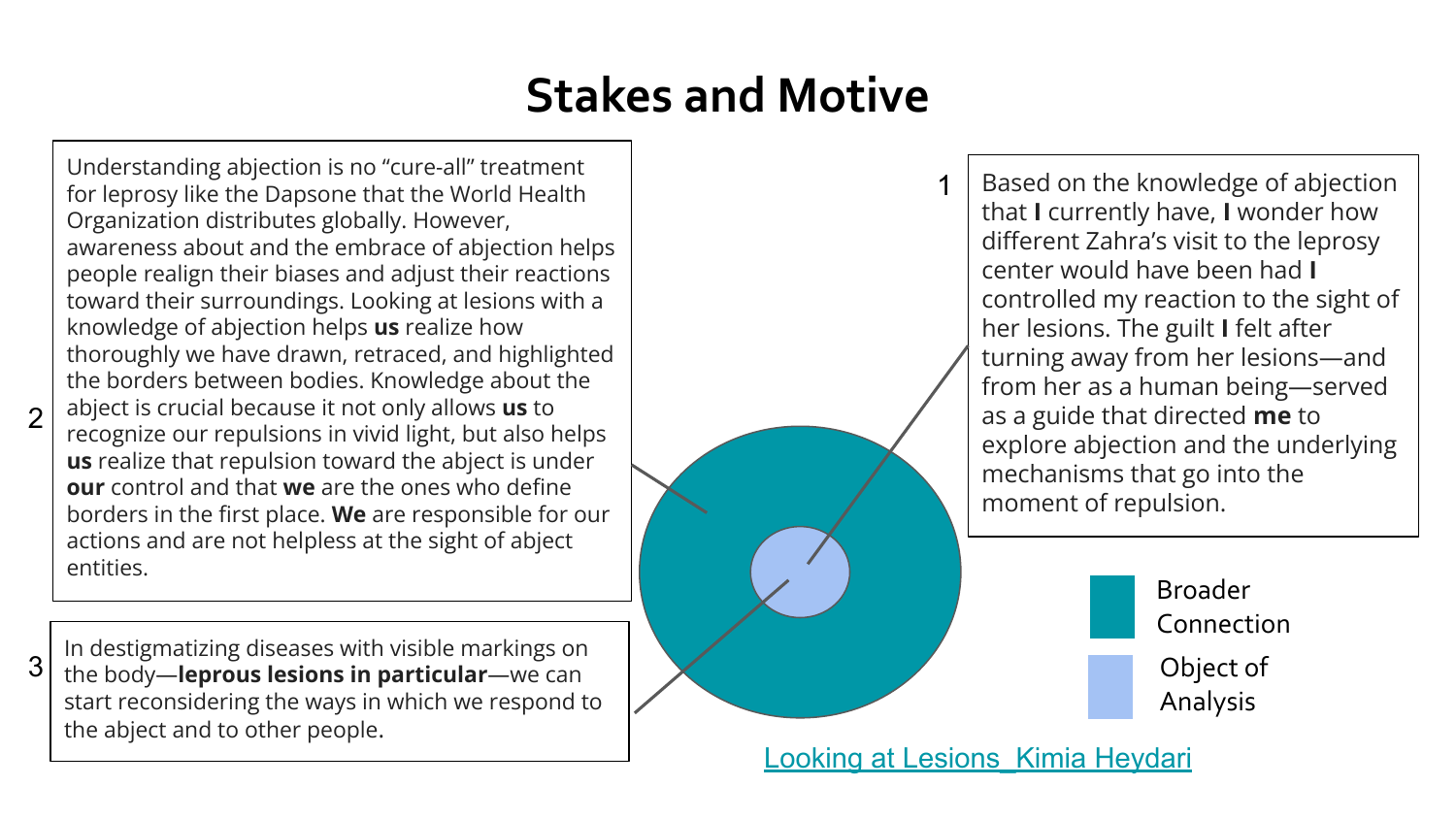# Stakes and Motive

1

Based on the knowledge of abjection that **I** currently have, **I** wonder how different Zahra's visit to the leprosy center would have been had **I** controlled my reaction to the sight of her lesions. The guilt **I** felt after turning away from her lesions—and from her as a human being—served as a guide that directed **me** to explore abjection and the underlying mechanisms that go into the moment of repulsion.

2

Understanding abjection is no "cure-all" treatment for leprosy like the Dapsone that the World Health Organization distributes globally. However, awareness about and the embrace of abjection helps people realign their biases and adjust their reactions toward their surroundings. Looking at lesions with a knowledge of abjection helps **us** realize how thoroughly we have drawn, retraced, and highlighted the borders between bodies. Knowledge about the abject is crucial because it not only allows **us** to recognize our repulsions in vivid light, but also helps **us** realize that repulsion toward the abject is under **our** control and that **we** are the ones who define borders in the first place. **We** are responsible for our actions and are not helpless at the sight of abject entities.

3

In destigmatizing diseases with visible markings on the body—**leprous lesions in particular**—we can start reconsidering the ways in which we respond to the abject and to other people.

Broader Connection

Object of Analysis

Looking at Lesions_Kimia Heydari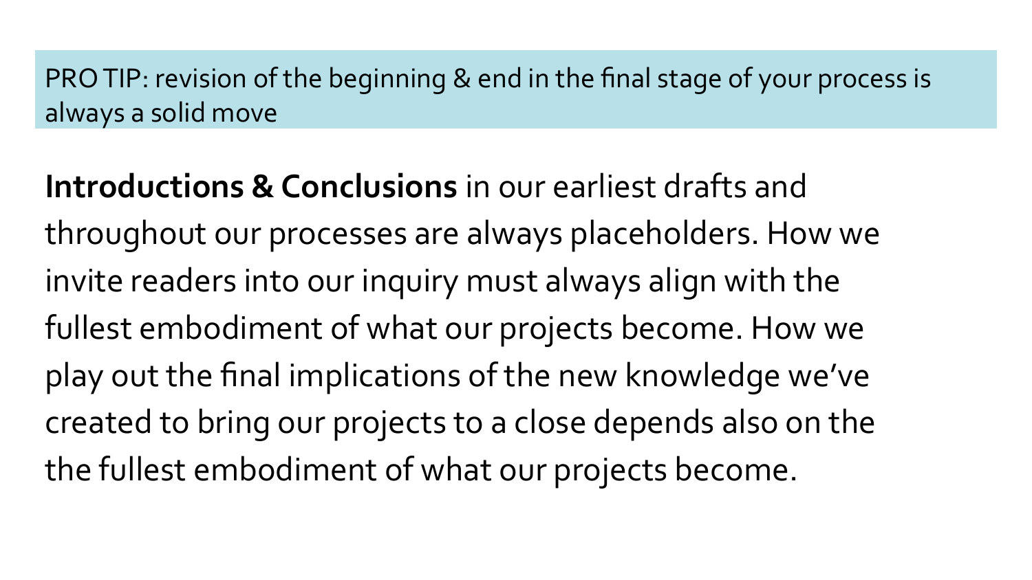PRO TIP: revision of the beginning & end in the final stage of your process is always a solid move

**Introductions & Conclusions** in our earliest drafts and throughout our processes are always placeholders. How we invite readers into our inquiry must always align with the fullest embodiment of what our projects become. How we play out the final implications of the new knowledge we've created to bring our projects to a close depends also on the the fullest embodiment of what our projects become.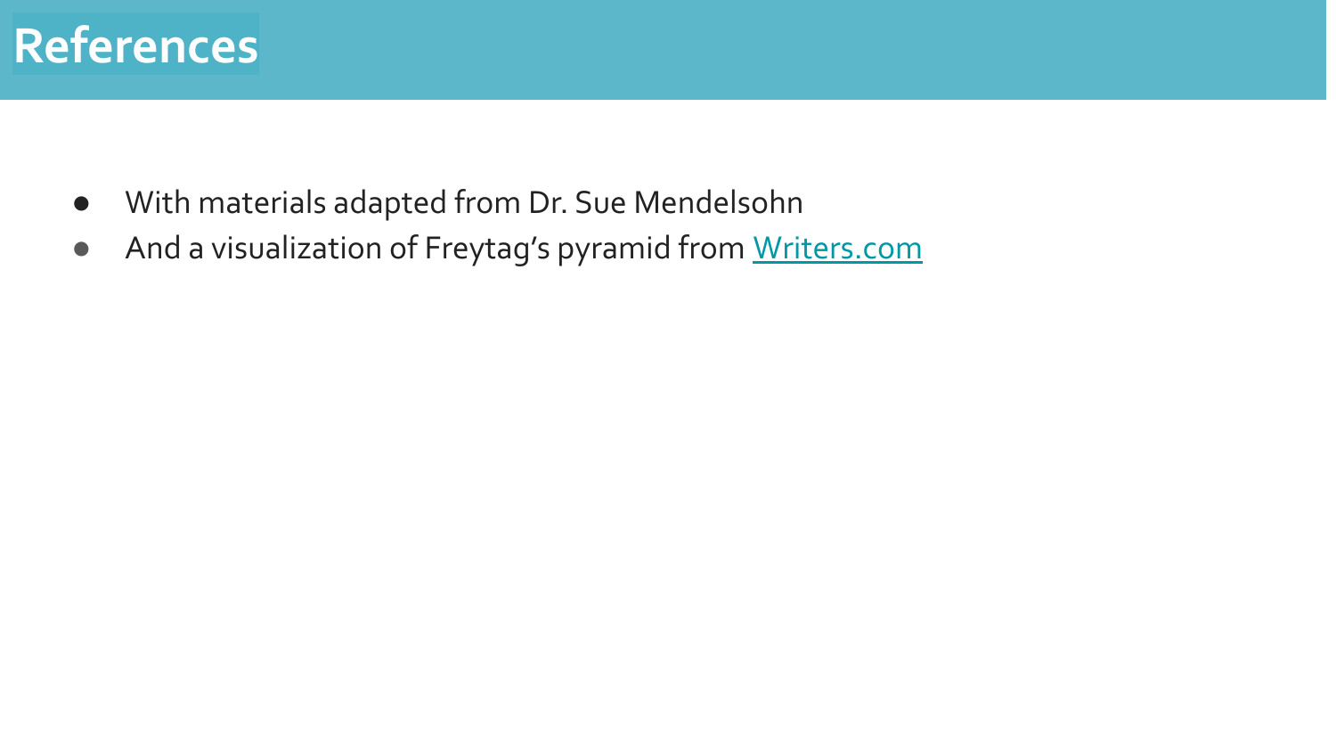# References

- With materials adapted from Dr. Sue Mendelsohn
- And a visualization of Freytag's pyramid from Writers.com